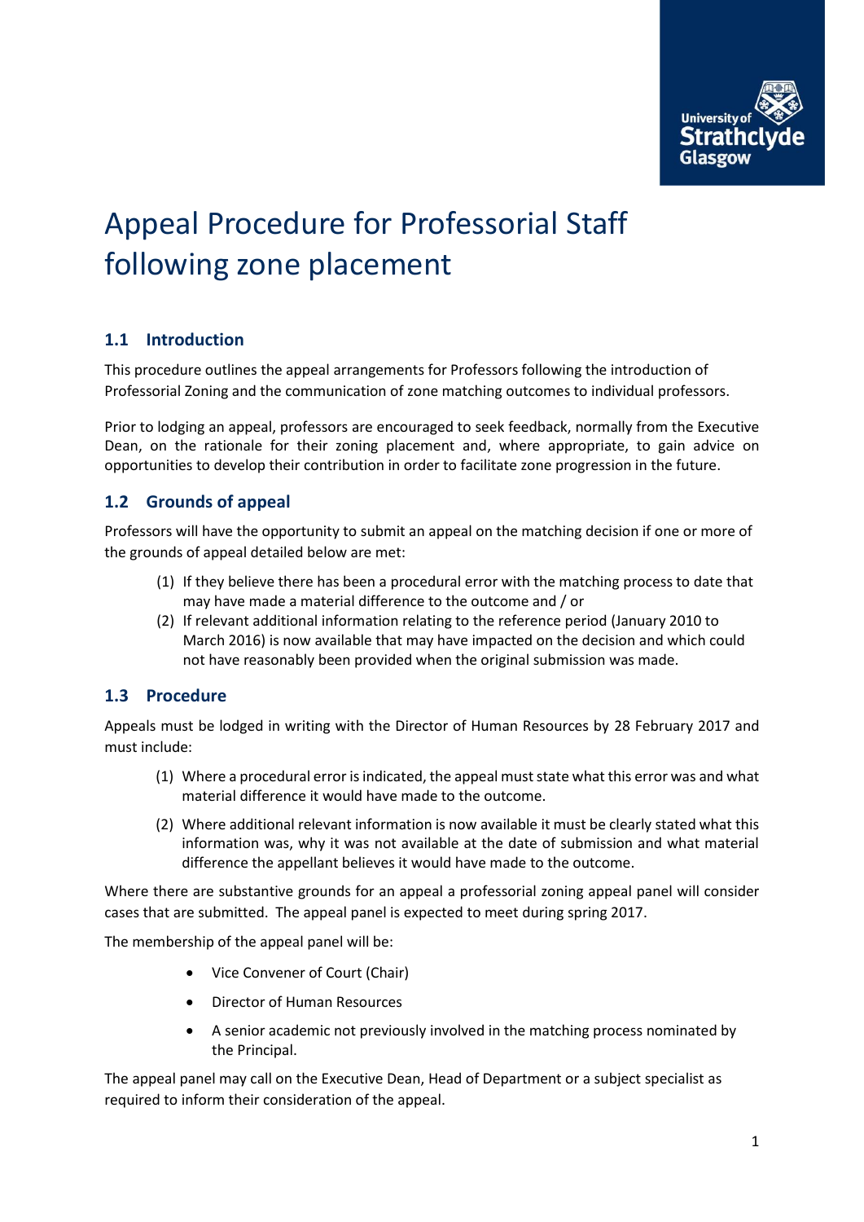# Appeal Procedure for Professorial Staff following zone placement

## 1.1 Introduction

This procedure outlines the appeal arrangements for Professors following the introduction of Professorial Zoning and the communication of zone matching outcomes to individual professors.

Prior to lodging an appeal, professors are encouraged to seek feedback, normally from the Executive Dean, on the rationale for their zoning placement and, where appropriate, to gain advice on opportunities to develop their contribution in order to facilitate zone progression in the future.

## 1.2 Grounds of appeal

Professors will have the opportunity to submit an appeal on the matching decision if one or more of the grounds of appeal detailed below are met:

(1) If they believe there has been a procedural error with the matching process to date that may have made a material difference to the outcome and / or

(2) If relevant additional information relating to the reference period (January 2010 to March 2016) is now available that may have impacted on the decision and which could not have reasonably been provided when the original submission was made.

## 1.3 Procedure

Appeals must be lodged in writing with the Director of Human Resources by 28 February 2017 and must include:

(1) Where a procedural error is indicated, the appeal must state what this error was and what material difference it would have made to the outcome.

(2) Where additional relevant information is now available it must be clearly stated what this information was, why it was not available at the date of submission and what material difference the appellant believes it would have made to the outcome.

Where there are substantive grounds for an appeal a professorial zoning appeal panel will consider cases that are submitted. The appeal panel is expected to meet during spring 2017.

The membership of the appeal panel will be:

- Vice Convener of Court (Chair)
- Director of Human Resources
- A senior academic not previously involved in the matching process nominated by the Principal.

The appeal panel may call on the Executive Dean, Head of Department or a subject specialist as required to inform their consideration of the appeal.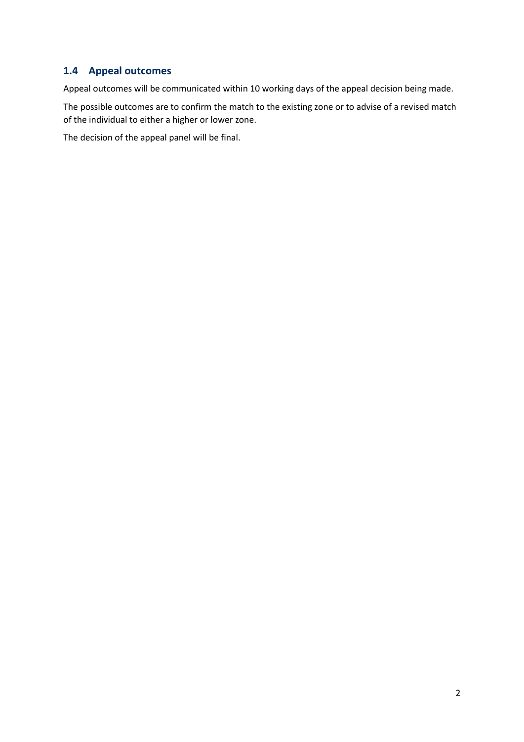## 1.4 Appeal outcomes

Appeal outcomes will be communicated within 10 working days of the appeal decision being made.

The possible outcomes are to confirm the match to the existing zone or to advise of a revised match of the individual to either a higher or lower zone.

The decision of the appeal panel will be final.